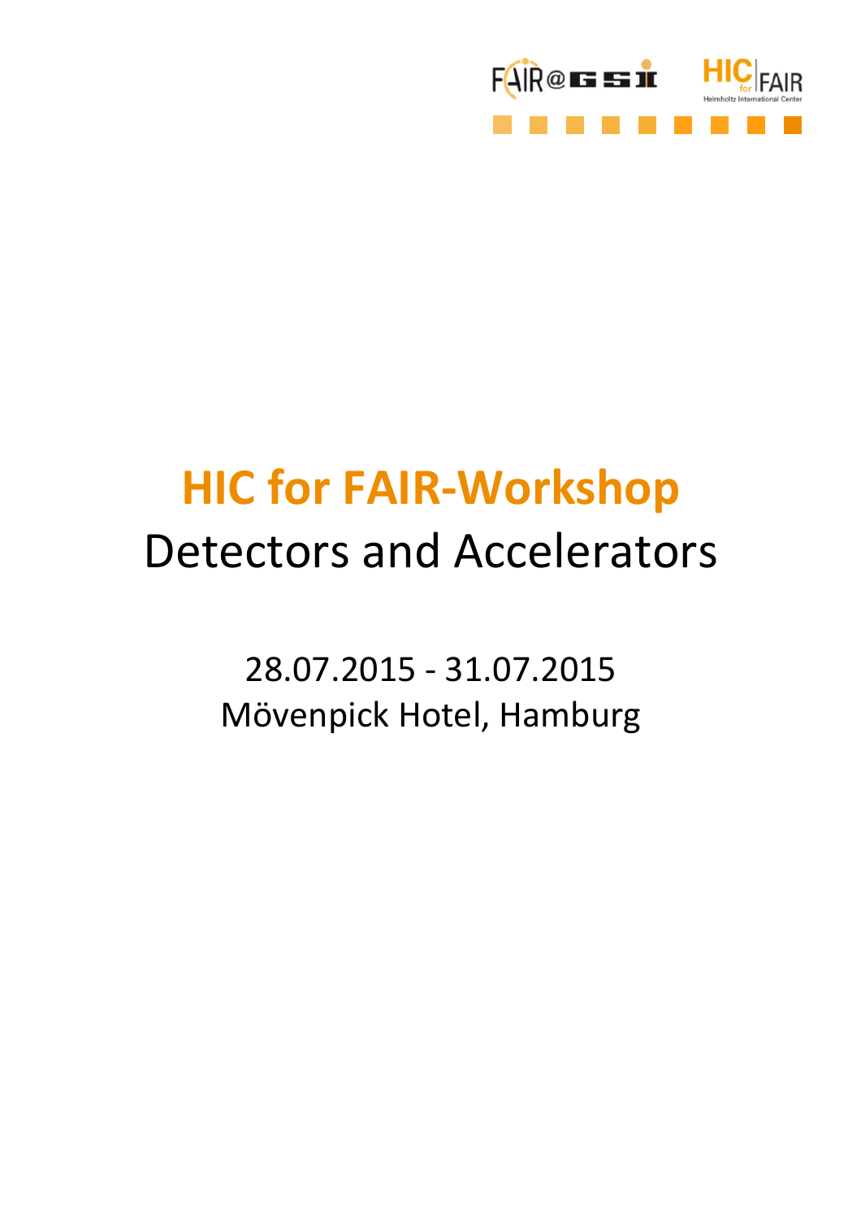# HIC for FAIR-Workshop

## Detectors and Accelerators

28.07.2015 - 31.07.2015

Mövenpick Hotel, Hamburg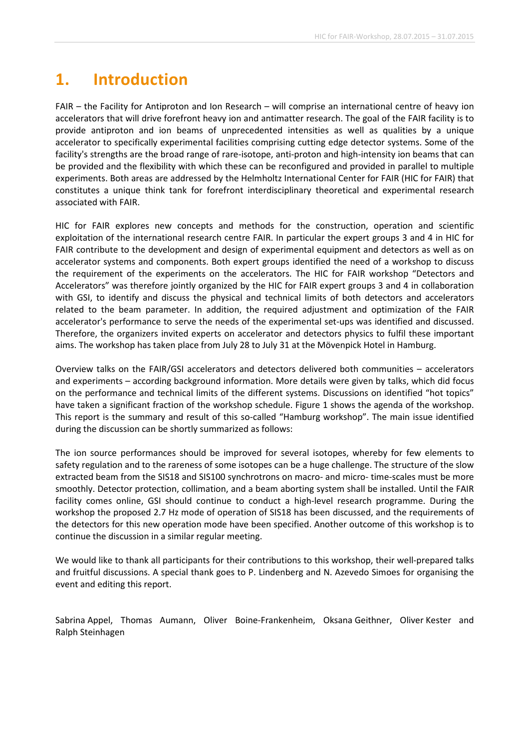# 1. Introduction

FAIR – the Facility for Antiproton and Ion Research – will comprise an international centre of heavy ion accelerators that will drive forefront heavy ion and antimatter research. The goal of the FAIR facility is to provide antiproton and ion beams of unprecedented intensities as well as qualities by a unique accelerator to specifically experimental facilities comprising cutting edge detector systems. Some of the facility's strengths are the broad range of rare-isotope, anti-proton and high-intensity ion beams that can be provided and the flexibility with which these can be reconfigured and provided in parallel to multiple experiments. Both areas are addressed by the Helmholtz International Center for FAIR (HIC for FAIR) that constitutes a unique think tank for forefront interdisciplinary theoretical and experimental research associated with FAIR.

HIC for FAIR explores new concepts and methods for the construction, operation and scientific exploitation of the international research centre FAIR. In particular the expert groups 3 and 4 in HIC for FAIR contribute to the development and design of experimental equipment and detectors as well as on accelerator systems and components. Both expert groups identified the need of a workshop to discuss the requirement of the experiments on the accelerators. The HIC for FAIR workshop "Detectors and Accelerators" was therefore jointly organized by the HIC for FAIR expert groups 3 and 4 in collaboration with GSI, to identify and discuss the physical and technical limits of both detectors and accelerators related to the beam parameter. In addition, the required adjustment and optimization of the FAIR accelerator's performance to serve the needs of the experimental set-ups was identified and discussed. Therefore, the organizers invited experts on accelerator and detectors physics to fulfil these important aims. The workshop has taken place from July 28 to July 31 at the Mövenpick Hotel in Hamburg.

Overview talks on the FAIR/GSI accelerators and detectors delivered both communities – accelerators and experiments – according background information. More details were given by talks, which did focus on the performance and technical limits of the different systems. Discussions on identified "hot topics" have taken a significant fraction of the workshop schedule. Figure 1 shows the agenda of the workshop. This report is the summary and result of this so-called "Hamburg workshop". The main issue identified during the discussion can be shortly summarized as follows:

The ion source performances should be improved for several isotopes, whereby for few elements to safety regulation and to the rareness of some isotopes can be a huge challenge. The structure of the slow extracted beam from the SIS18 and SIS100 synchrotrons on macro- and micro- time-scales must be more smoothly. Detector protection, collimation, and a beam aborting system shall be installed. Until the FAIR facility comes online, GSI should continue to conduct a high-level research programme. During the workshop the proposed 2.7 Hz mode of operation of SIS18 has been discussed, and the requirements of the detectors for this new operation mode have been specified. Another outcome of this workshop is to continue the discussion in a similar regular meeting.

We would like to thank all participants for their contributions to this workshop, their well-prepared talks and fruitful discussions. A special thank goes to P. Lindenberg and N. Azevedo Simoes for organising the event and editing this report.

Sabrina Appel, Thomas Aumann, Oliver Boine-Frankenheim, Oksana Geithner, Oliver Kester and Ralph Steinhagen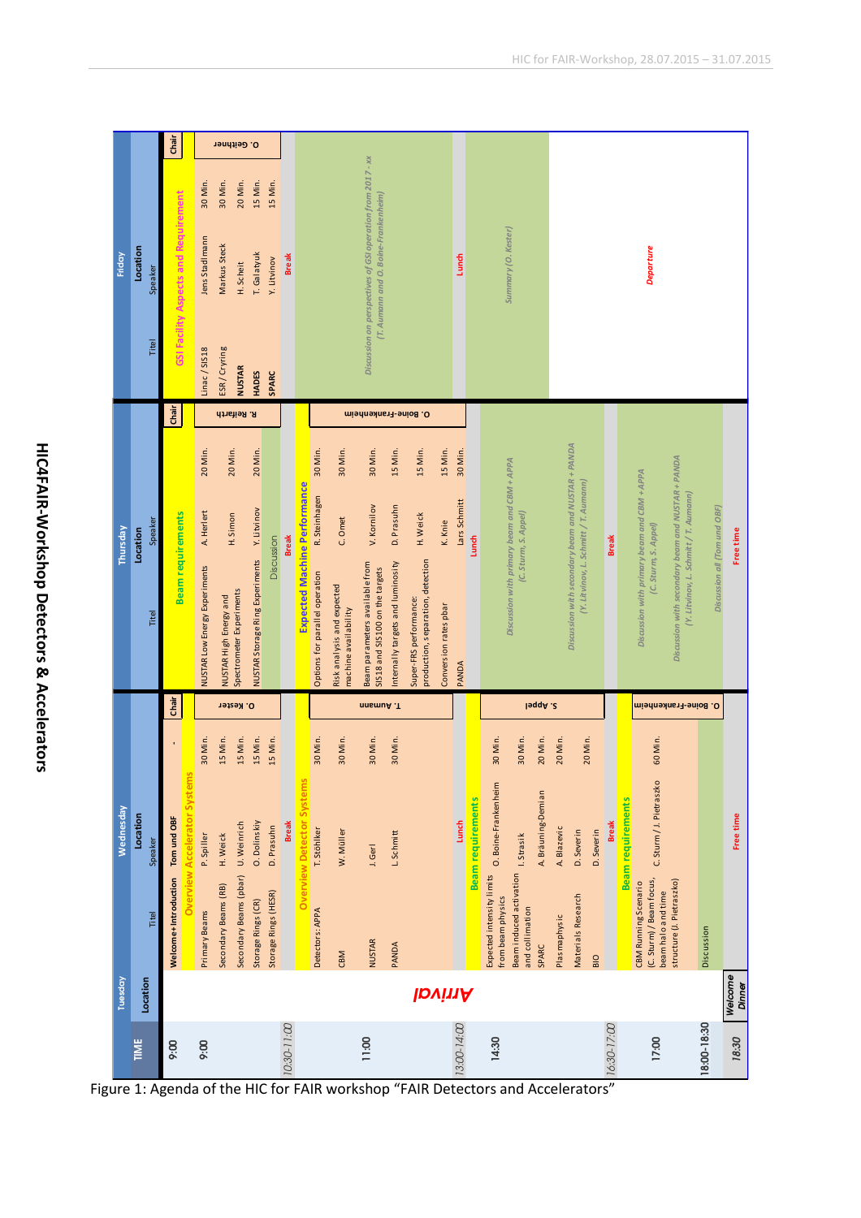# HIC4FAIR-Workshop Detectors & Accelerators

**Tuesday**

| TIME | Location |
|---|---|
| 18:30 | Arrival / Welcome Dinner |

**Wednesday** — Location: Tom und OBF

| TIME | Titel | Speaker | | Chair |
|---|---|---|---|---|
| 9:00 | Welcome+Introduction | Tom und OBF | - | |
| 9:00 | **Overview Accelerator Systems** | | | O. Kester |
| | Primary Beams | P. Spiller | 30 Min. | |
| | Secondary Beams (RB) | H. Weick | 15 Min. | |
| | Secondary Beams (pbar) | U. Weinrich | 15 Min. | |
| | Storage Rings (CR) | O. Dolinskyi | 15 Min. | |
| | Storage Rings (HESR) | D. Prasuhn | 15 Min. | |
| 10:30-11:00 | Break | | | |
| 11:00 | **Overview Detector Systems** | | | T. Aumann |
| | Detectors: APPA | T. Stöhlker | 30 Min. | |
| | CBM | W. Müller | 30 Min. | |
| | NUSTAR | J. Gerl | 30 Min. | |
| | PANDA | L. Schmitt | 30 Min. | |
| 13:00-14:00 | Lunch | | | |
| 14:30 | **Beam requirements** | | | S. Appel |
| | Expected intensity limits from beam physics | O. Boine-Frankenheim | 30 Min. | |
| | Beam induced activation and collimation | I. Strasik | 30 Min. | |
| | SPARC | A. Bräuning-Demian | 20 Min. | |
| | Plasmaphysic | A. Blazevic | 20 Min. | |
| | Materials Research | D. Severin | 20 Min. | |
| | BIO | D. Severin | 20 Min. | |
| 16:30-17:00 | Break | | | |
| 17:00 | **Beam requirements** | | | O. Boine-Frankenheim |
| | CBM Running Scenario (C. Sturm) / Beam focus, beam halo and time structure (J. Pietraszko) | C. Sturm / J. Pietraszko | 60 Min. | |
| 18:00-18:30 | Discussion | | | |
| 18:30 | Free time | | | |

**Thursday** — Location

| TIME | Titel | Speaker | | Chair |
|---|---|---|---|---|
| 9:00 | **Beam requirements** | | | R. Reifarth |
| | NUSTAR Low Energy Experiments | A. Herlert | 20 Min. | |
| | NUSTAR High Energy and Spectrometer Experiments | H. Simon | 20 Min. | |
| | NUSTAR Storage Ring Experiments | Y. Litvinov | 20 Min. | |
| | Discussion | | | |
| 10:30-11:00 | Break | | | |
| 11:00 | **Expected Machine Performance** | | | O. Boine-Frankenheim |
| | Options for parallel operation | R. Steinhagen | 30 Min. | |
| | Risk analysis and expected machine availability | C. Omet | 30 Min. | |
| | Beam parameters available from SIS18 and SIS100 on the targets | V. Kornilov | 30 Min. | |
| | Internally targets and luminosity | D. Prasuhn | 15 Min. | |
| | Super-FRS performance: production, separation, detection | H. Weick | 15 Min. | |
| | Conversion rates pbar | K. Knie | 15 Min. | |
| | PANDA | Lars Schmitt | 30 Min. | |
| 13:00-14:00 | Lunch | | | |
| 14:30 | *Discussion with primary beam and CBM + APPA (C. Sturm, S. Appel)* | | | |
| | *Discussion with secondary beam and NUSTAR + PANDA (Y. Litvinov, L. Schmitt / T. Aumann)* | | | |
| 16:30-17:00 | Break | | | |
| 17:00 | *Discussion with primary beam and CBM + APPA (C. Sturm, S. Appel)* | | | |
| | *Discussion with secondary beam and NUSTAR + PANDA (Y. Litvinov, L. Schmitt / T. Aumann)* | | | |
| 18:00-18:30 | *Discussion all (Tom und OBF)* | | | |
| 18:30 | Free time | | | |

**Friday** — Location

| TIME | Titel | Speaker | | Chair |
|---|---|---|---|---|
| 9:00 | **GSI Facility Aspects and Requirement** | | | O. Geithner |
| | Linac / SIS18 | Jens Stadlmann | 30 Min. | |
| | ESR / Cryring | Markus Steck | 30 Min. | |
| | NUSTAR | H. Scheit | 20 Min. | |
| | HADES | T. Galatyuk | 15 Min. | |
| | SPARC | Y. Litvinov | 15 Min. | |
| 10:30-11:00 | Break | | | |
| 11:00 | *Discussion on perspectives of GSI operation from 2017 - xx (T. Aumann and O. Boine-Frankenheim)* | | | |
| 13:00-14:00 | Lunch | | | |
| 14:30 | *Summary (O. Kester)* | | | |
| | *Departure* | | | |

Figure 1: Agenda of the HIC for FAIR workshop "FAIR Detectors and Accelerators"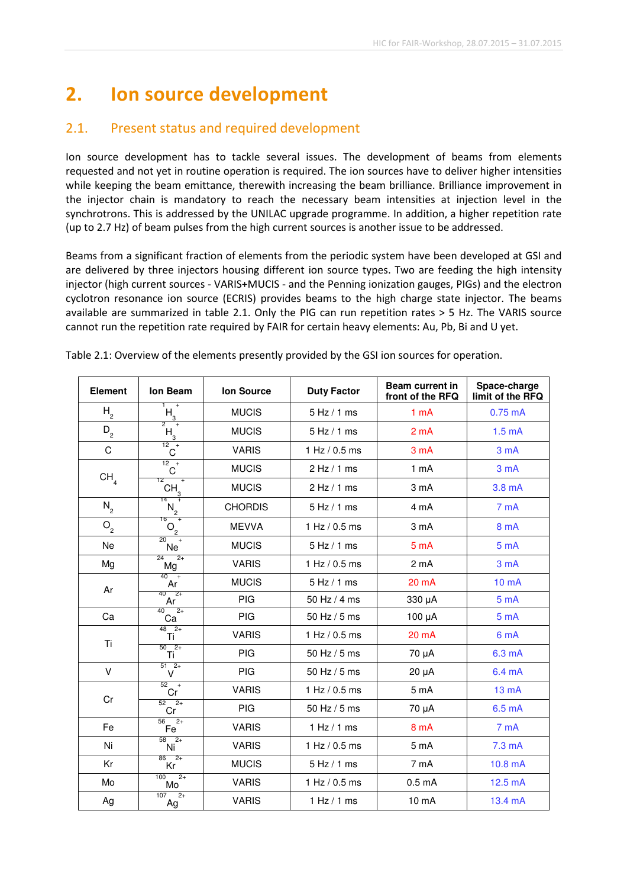# 2. Ion source development

## 2.1. Present status and required development

Ion source development has to tackle several issues. The development of beams from elements requested and not yet in routine operation is required. The ion sources have to deliver higher intensities while keeping the beam emittance, therewith increasing the beam brilliance. Brilliance improvement in the injector chain is mandatory to reach the necessary beam intensities at injection level in the synchrotrons. This is addressed by the UNILAC upgrade programme. In addition, a higher repetition rate (up to 2.7 Hz) of beam pulses from the high current sources is another issue to be addressed.

Beams from a significant fraction of elements from the periodic system have been developed at GSI and are delivered by three injectors housing different ion source types. Two are feeding the high intensity injector (high current sources - VARIS+MUCIS - and the Penning ionization gauges, PIGs) and the electron cyclotron resonance ion source (ECRIS) provides beams to the high charge state injector. The beams available are summarized in table 2.1. Only the PIG can run repetition rates > 5 Hz. The VARIS source cannot run the repetition rate required by FAIR for certain heavy elements: Au, Pb, Bi and U yet.

Table 2.1: Overview of the elements presently provided by the GSI ion sources for operation.

| Element | Ion Beam | Ion Source | Duty Factor | Beam current in front of the RFQ | Space-charge limit of the RFQ |
|---|---|---|---|---|---|
| $H_2$ | ${}^{1}H_3^{+}$ | MUCIS | 5 Hz / 1 ms | 1 mA | 0.75 mA |
| $D_2$ | ${}^{2}H_3^{+}$ | MUCIS | 5 Hz / 1 ms | 2 mA | 1.5 mA |
| C | ${}^{12}C^{+}$ | VARIS | 1 Hz / 0.5 ms | 3 mA | 3 mA |
| $CH_4$ | ${}^{12}C^{+}$ | MUCIS | 2 Hz / 1 ms | 1 mA | 3 mA |
| | ${}^{12}CH_3^{+}$ | MUCIS | 2 Hz / 1 ms | 3 mA | 3.8 mA |
| $N_2$ | ${}^{14}N_2^{+}$ | CHORDIS | 5 Hz / 1 ms | 4 mA | 7 mA |
| $O_2$ | ${}^{16}O_2^{+}$ | MEVVA | 1 Hz / 0.5 ms | 3 mA | 8 mA |
| Ne | ${}^{20}Ne^{+}$ | MUCIS | 5 Hz / 1 ms | 5 mA | 5 mA |
| Mg | ${}^{24}Mg^{2+}$ | VARIS | 1 Hz / 0.5 ms | 2 mA | 3 mA |
| Ar | ${}^{40}Ar^{+}$ | MUCIS | 5 Hz / 1 ms | 20 mA | 10 mA |
| | ${}^{40}Ar^{2+}$ | PIG | 50 Hz / 4 ms | 330 µA | 5 mA |
| Ca | ${}^{40}Ca^{2+}$ | PIG | 50 Hz / 5 ms | 100 µA | 5 mA |
| Ti | ${}^{48}Ti^{2+}$ | VARIS | 1 Hz / 0.5 ms | 20 mA | 6 mA |
| | ${}^{50}Ti^{2+}$ | PIG | 50 Hz / 5 ms | 70 µA | 6.3 mA |
| V | ${}^{51}V^{2+}$ | PIG | 50 Hz / 5 ms | 20 µA | 6.4 mA |
| Cr | ${}^{52}Cr^{+}$ | VARIS | 1 Hz / 0.5 ms | 5 mA | 13 mA |
| | ${}^{52}Cr^{2+}$ | PIG | 50 Hz / 5 ms | 70 µA | 6.5 mA |
| Fe | ${}^{56}Fe^{2+}$ | VARIS | 1 Hz / 1 ms | 8 mA | 7 mA |
| Ni | ${}^{58}Ni^{2+}$ | VARIS | 1 Hz / 0.5 ms | 5 mA | 7.3 mA |
| Kr | ${}^{86}Kr^{2+}$ | MUCIS | 5 Hz / 1 ms | 7 mA | 10.8 mA |
| Mo | ${}^{100}Mo^{2+}$ | VARIS | 1 Hz / 0.5 ms | 0.5 mA | 12.5 mA |
| Ag | ${}^{107}Ag^{2+}$ | VARIS | 1 Hz / 1 ms | 10 mA | 13.4 mA |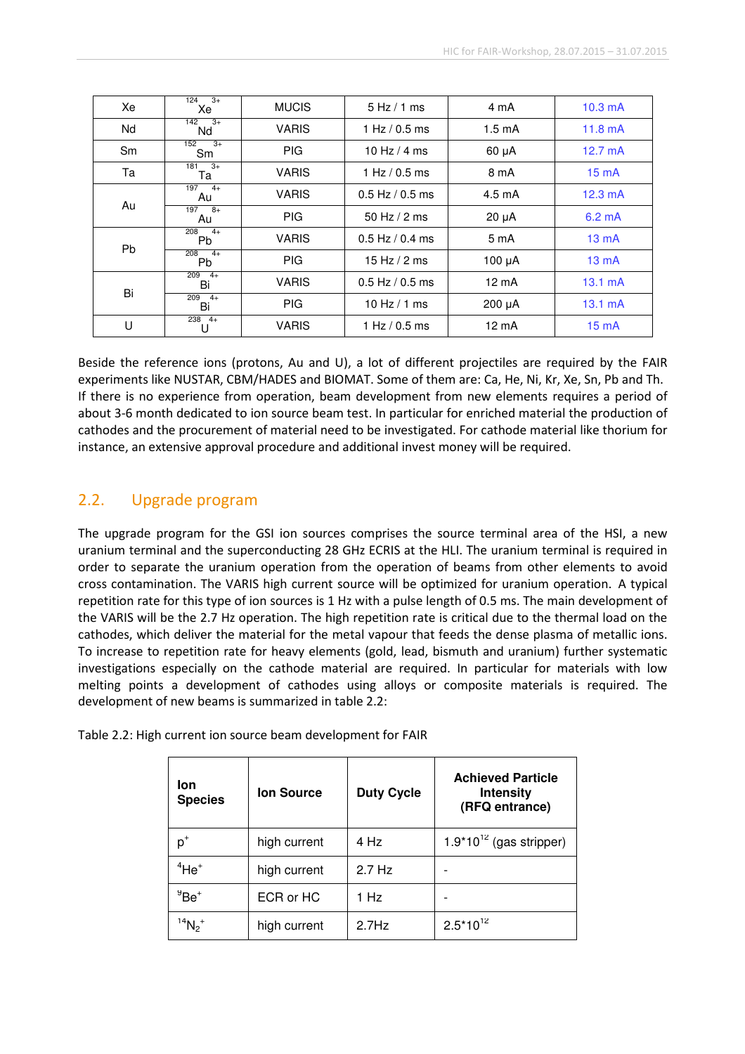| Xe | $^{124}Xe^{3+}$ | MUCIS | 5 Hz / 1 ms | 4 mA | 10.3 mA |
|---|---|---|---|---|---|
| Nd | $^{142}Nd^{3+}$ | VARIS | 1 Hz / 0.5 ms | 1.5 mA | 11.8 mA |
| Sm | $^{152}Sm^{3+}$ | PIG | 10 Hz / 4 ms | 60 µA | 12.7 mA |
| Ta | $^{181}Ta^{3+}$ | VARIS | 1 Hz / 0.5 ms | 8 mA | 15 mA |
| Au | $^{197}Au^{4+}$ | VARIS | 0.5 Hz / 0.5 ms | 4.5 mA | 12.3 mA |
| | $^{197}Au^{8+}$ | PIG | 50 Hz / 2 ms | 20 µA | 6.2 mA |
| Pb | $^{208}Pb^{4+}$ | VARIS | 0.5 Hz / 0.4 ms | 5 mA | 13 mA |
| | $^{208}Pb^{4+}$ | PIG | 15 Hz / 2 ms | 100 µA | 13 mA |
| Bi | $^{209}Bi^{4+}$ | VARIS | 0.5 Hz / 0.5 ms | 12 mA | 13.1 mA |
| | $^{209}Bi^{4+}$ | PIG | 10 Hz / 1 ms | 200 µA | 13.1 mA |
| U | $^{238}U^{4+}$ | VARIS | 1 Hz / 0.5 ms | 12 mA | 15 mA |

Beside the reference ions (protons, Au and U), a lot of different projectiles are required by the FAIR experiments like NUSTAR, CBM/HADES and BIOMAT. Some of them are: Ca, He, Ni, Kr, Xe, Sn, Pb and Th. If there is no experience from operation, beam development from new elements requires a period of about 3-6 month dedicated to ion source beam test. In particular for enriched material the production of cathodes and the procurement of material need to be investigated. For cathode material like thorium for instance, an extensive approval procedure and additional invest money will be required.

## 2.2. Upgrade program

The upgrade program for the GSI ion sources comprises the source terminal area of the HSI, a new uranium terminal and the superconducting 28 GHz ECRIS at the HLI. The uranium terminal is required in order to separate the uranium operation from the operation of beams from other elements to avoid cross contamination. The VARIS high current source will be optimized for uranium operation. A typical repetition rate for this type of ion sources is 1 Hz with a pulse length of 0.5 ms. The main development of the VARIS will be the 2.7 Hz operation. The high repetition rate is critical due to the thermal load on the cathodes, which deliver the material for the metal vapour that feeds the dense plasma of metallic ions. To increase to repetition rate for heavy elements (gold, lead, bismuth and uranium) further systematic investigations especially on the cathode material are required. In particular for materials with low melting points a development of cathodes using alloys or composite materials is required. The development of new beams is summarized in table 2.2:

Table 2.2: High current ion source beam development for FAIR

| Ion Species | Ion Source | Duty Cycle | Achieved Particle Intensity (RFQ entrance) |
|---|---|---|---|
| $p^+$ | high current | 4 Hz | $1.9 \cdot 10^{12}$ (gas stripper) |
| $^4He^+$ | high current | 2.7 Hz | - |
| $^9Be^+$ | ECR or HC | 1 Hz | - |
| $^{14}N_2^+$ | high current | 2.7Hz | $2.5 \cdot 10^{12}$ |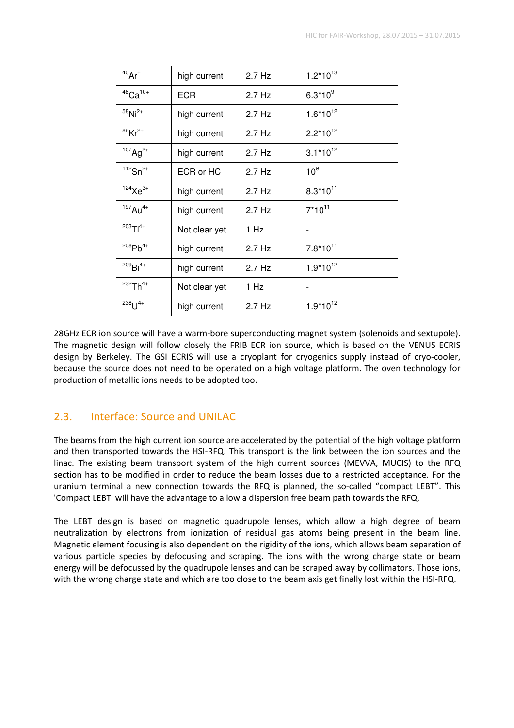| $^{40}Ar^{+}$ | high current | 2.7 Hz | $1.2*10^{13}$ |
|---|---|---|---|
| $^{48}Ca^{10+}$ | ECR | 2.7 Hz | $6.3*10^{9}$ |
| $^{58}Ni^{2+}$ | high current | 2.7 Hz | $1.6*10^{12}$ |
| $^{86}Kr^{2+}$ | high current | 2.7 Hz | $2.2*10^{12}$ |
| $^{107}Ag^{2+}$ | high current | 2.7 Hz | $3.1*10^{12}$ |
| $^{112}Sn^{2+}$ | ECR or HC | 2.7 Hz | $10^{9}$ |
| $^{124}Xe^{3+}$ | high current | 2.7 Hz | $8.3*10^{11}$ |
| $^{197}Au^{4+}$ | high current | 2.7 Hz | $7*10^{11}$ |
| $^{203}Tl^{4+}$ | Not clear yet | 1 Hz | - |
| $^{208}Pb^{4+}$ | high current | 2.7 Hz | $7.8*10^{11}$ |
| $^{209}Bi^{4+}$ | high current | 2.7 Hz | $1.9*10^{12}$ |
| $^{232}Th^{4+}$ | Not clear yet | 1 Hz | - |
| $^{238}U^{4+}$ | high current | 2.7 Hz | $1.9*10^{12}$ |

28GHz ECR ion source will have a warm-bore superconducting magnet system (solenoids and sextupole). The magnetic design will follow closely the FRIB ECR ion source, which is based on the VENUS ECRIS design by Berkeley. The GSI ECRIS will use a cryoplant for cryogenics supply instead of cryo-cooler, because the source does not need to be operated on a high voltage platform. The oven technology for production of metallic ions needs to be adopted too.

## 2.3. Interface: Source and UNILAC

The beams from the high current ion source are accelerated by the potential of the high voltage platform and then transported towards the HSI-RFQ. This transport is the link between the ion sources and the linac. The existing beam transport system of the high current sources (MEVVA, MUCIS) to the RFQ section has to be modified in order to reduce the beam losses due to a restricted acceptance. For the uranium terminal a new connection towards the RFQ is planned, the so-called "compact LEBT". This 'Compact LEBT' will have the advantage to allow a dispersion free beam path towards the RFQ.

The LEBT design is based on magnetic quadrupole lenses, which allow a high degree of beam neutralization by electrons from ionization of residual gas atoms being present in the beam line. Magnetic element focusing is also dependent on the rigidity of the ions, which allows beam separation of various particle species by defocusing and scraping. The ions with the wrong charge state or beam energy will be defocussed by the quadrupole lenses and can be scraped away by collimators. Those ions, with the wrong charge state and which are too close to the beam axis get finally lost within the HSI-RFQ.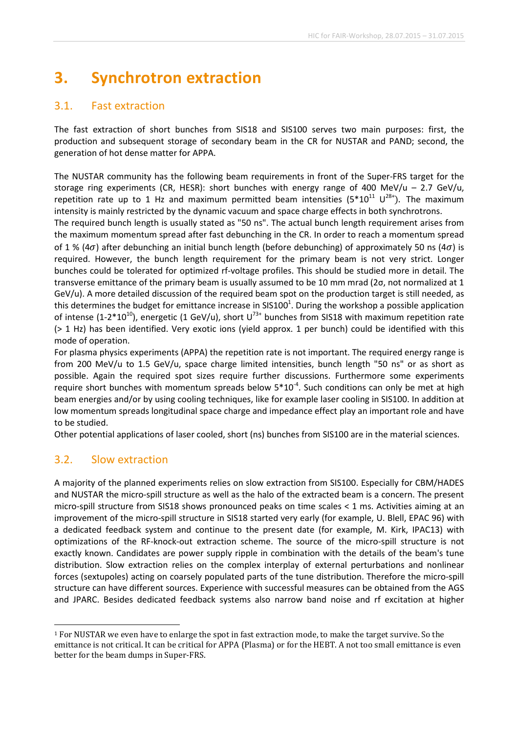# 3. Synchrotron extraction

## 3.1. Fast extraction

The fast extraction of short bunches from SIS18 and SIS100 serves two main purposes: first, the production and subsequent storage of secondary beam in the CR for NUSTAR and PAND; second, the generation of hot dense matter for APPA.

The NUSTAR community has the following beam requirements in front of the Super-FRS target for the storage ring experiments (CR, HESR): short bunches with energy range of 400 MeV/u – 2.7 GeV/u, repetition rate up to 1 Hz and maximum permitted beam intensities ($5*10^{11}$ $U^{28+}$). The maximum intensity is mainly restricted by the dynamic vacuum and space charge effects in both synchrotrons.
The required bunch length is usually stated as "50 ns". The actual bunch length requirement arises from the maximum momentum spread after fast debunching in the CR. In order to reach a momentum spread of 1 % ($4\sigma$) after debunching an initial bunch length (before debunching) of approximately 50 ns ($4\sigma$) is required. However, the bunch length requirement for the primary beam is not very strict. Longer bunches could be tolerated for optimized rf-voltage profiles. This should be studied more in detail. The transverse emittance of the primary beam is usually assumed to be 10 mm mrad (2σ, not normalized at 1 GeV/u). A more detailed discussion of the required beam spot on the production target is still needed, as this determines the budget for emittance increase in SIS100[1]. During the workshop a possible application of intense ($1\text{-}2*10^{10}$), energetic (1 GeV/u), short $U^{73+}$ bunches from SIS18 with maximum repetition rate (> 1 Hz) has been identified. Very exotic ions (yield approx. 1 per bunch) could be identified with this mode of operation.
For plasma physics experiments (APPA) the repetition rate is not important. The required energy range is from 200 MeV/u to 1.5 GeV/u, space charge limited intensities, bunch length "50 ns" or as short as possible. Again the required spot sizes require further discussions. Furthermore some experiments require short bunches with momentum spreads below $5*10^{-4}$. Such conditions can only be met at high beam energies and/or by using cooling techniques, like for example laser cooling in SIS100. In addition at low momentum spreads longitudinal space charge and impedance effect play an important role and have to be studied.
Other potential applications of laser cooled, short (ns) bunches from SIS100 are in the material sciences.

## 3.2. Slow extraction

A majority of the planned experiments relies on slow extraction from SIS100. Especially for CBM/HADES and NUSTAR the micro-spill structure as well as the halo of the extracted beam is a concern. The present micro-spill structure from SIS18 shows pronounced peaks on time scales < 1 ms. Activities aiming at an improvement of the micro-spill structure in SIS18 started very early (for example, U. Blell, EPAC 96) with a dedicated feedback system and continue to the present date (for example, M. Kirk, IPAC13) with optimizations of the RF-knock-out extraction scheme. The source of the micro-spill structure is not exactly known. Candidates are power supply ripple in combination with the details of the beam's tune distribution. Slow extraction relies on the complex interplay of external perturbations and nonlinear forces (sextupoles) acting on coarsely populated parts of the tune distribution. Therefore the micro-spill structure can have different sources. Experience with successful measures can be obtained from the AGS and JPARC. Besides dedicated feedback systems also narrow band noise and rf excitation at higher

[1] For NUSTAR we even have to enlarge the spot in fast extraction mode, to make the target survive. So the emittance is not critical. It can be critical for APPA (Plasma) or for the HEBT. A not too small emittance is even better for the beam dumps in Super-FRS.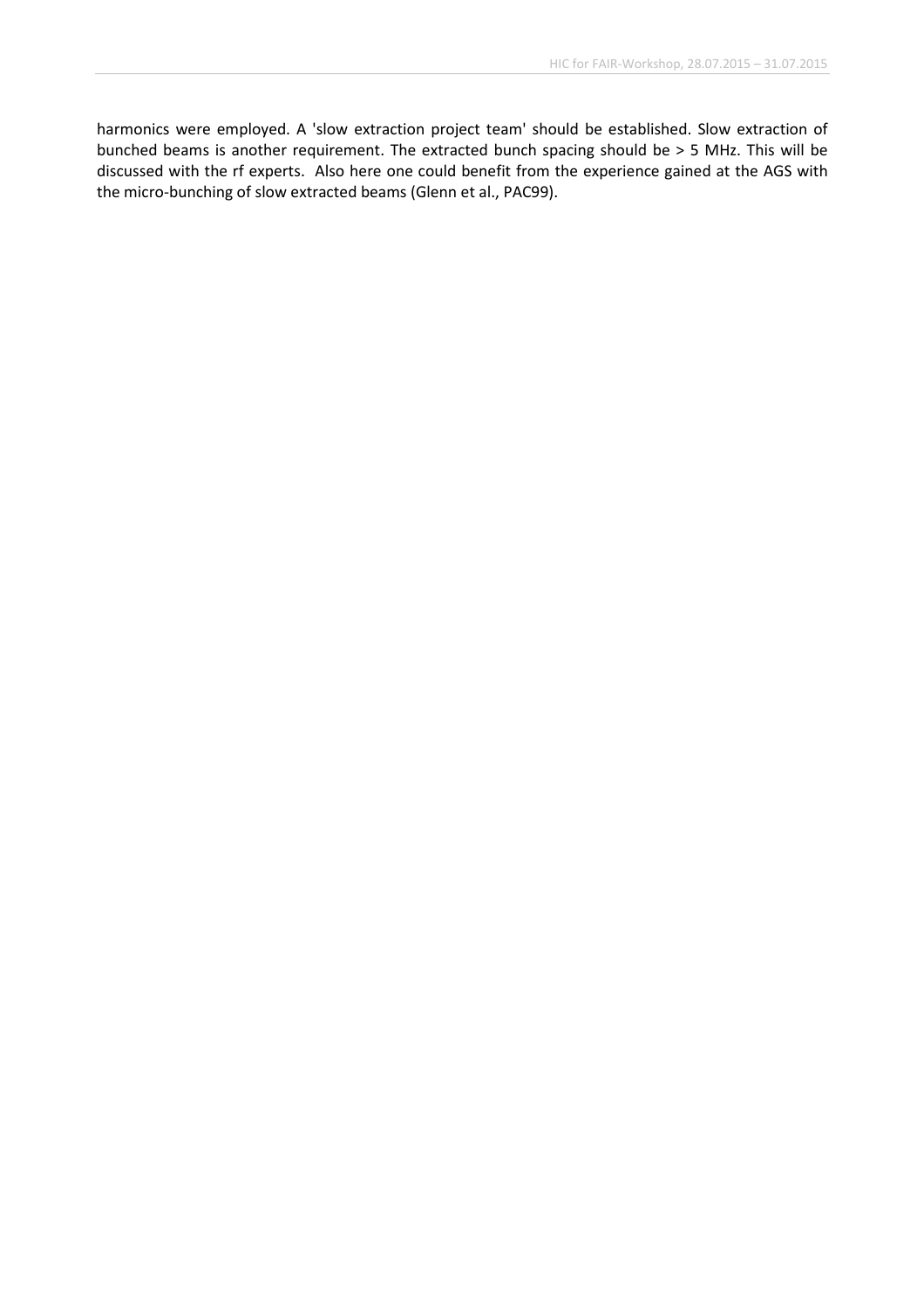harmonics were employed. A 'slow extraction project team' should be established. Slow extraction of bunched beams is another requirement. The extracted bunch spacing should be > 5 MHz. This will be discussed with the rf experts. Also here one could benefit from the experience gained at the AGS with the micro-bunching of slow extracted beams (Glenn et al., PAC99).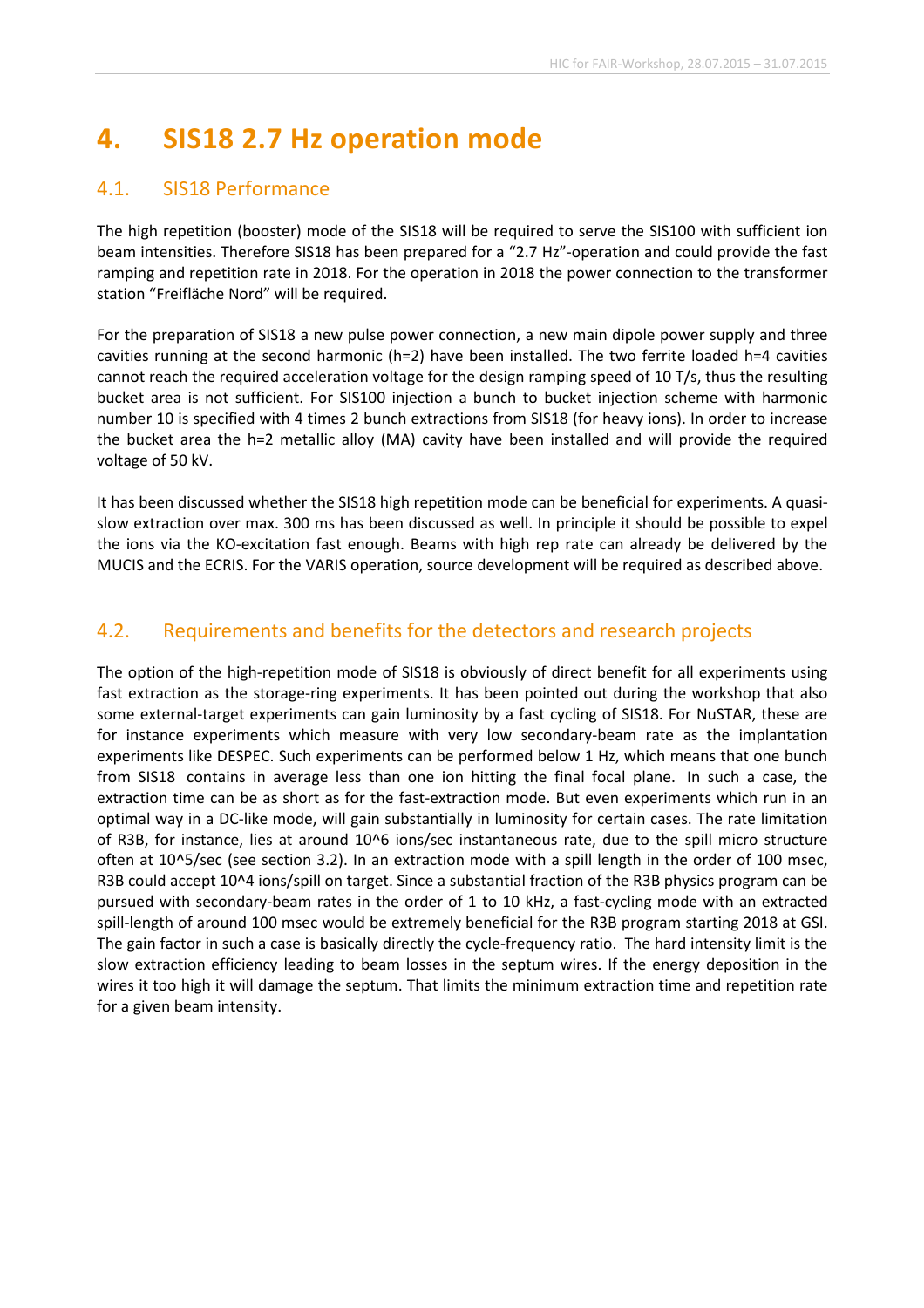# 4. SIS18 2.7 Hz operation mode

## 4.1. SIS18 Performance

The high repetition (booster) mode of the SIS18 will be required to serve the SIS100 with sufficient ion beam intensities. Therefore SIS18 has been prepared for a "2.7 Hz"-operation and could provide the fast ramping and repetition rate in 2018. For the operation in 2018 the power connection to the transformer station "Freifläche Nord" will be required.

For the preparation of SIS18 a new pulse power connection, a new main dipole power supply and three cavities running at the second harmonic (h=2) have been installed. The two ferrite loaded h=4 cavities cannot reach the required acceleration voltage for the design ramping speed of 10 T/s, thus the resulting bucket area is not sufficient. For SIS100 injection a bunch to bucket injection scheme with harmonic number 10 is specified with 4 times 2 bunch extractions from SIS18 (for heavy ions). In order to increase the bucket area the h=2 metallic alloy (MA) cavity have been installed and will provide the required voltage of 50 kV.

It has been discussed whether the SIS18 high repetition mode can be beneficial for experiments. A quasi-slow extraction over max. 300 ms has been discussed as well. In principle it should be possible to expel the ions via the KO-excitation fast enough. Beams with high rep rate can already be delivered by the MUCIS and the ECRIS. For the VARIS operation, source development will be required as described above.

## 4.2. Requirements and benefits for the detectors and research projects

The option of the high-repetition mode of SIS18 is obviously of direct benefit for all experiments using fast extraction as the storage-ring experiments. It has been pointed out during the workshop that also some external-target experiments can gain luminosity by a fast cycling of SIS18. For NuSTAR, these are for instance experiments which measure with very low secondary-beam rate as the implantation experiments like DESPEC. Such experiments can be performed below 1 Hz, which means that one bunch from SIS18 contains in average less than one ion hitting the final focal plane. In such a case, the extraction time can be as short as for the fast-extraction mode. But even experiments which run in an optimal way in a DC-like mode, will gain substantially in luminosity for certain cases. The rate limitation of R3B, for instance, lies at around 10^6 ions/sec instantaneous rate, due to the spill micro structure often at 10^5/sec (see section 3.2). In an extraction mode with a spill length in the order of 100 msec, R3B could accept 10^4 ions/spill on target. Since a substantial fraction of the R3B physics program can be pursued with secondary-beam rates in the order of 1 to 10 kHz, a fast-cycling mode with an extracted spill-length of around 100 msec would be extremely beneficial for the R3B program starting 2018 at GSI. The gain factor in such a case is basically directly the cycle-frequency ratio. The hard intensity limit is the slow extraction efficiency leading to beam losses in the septum wires. If the energy deposition in the wires it too high it will damage the septum. That limits the minimum extraction time and repetition rate for a given beam intensity.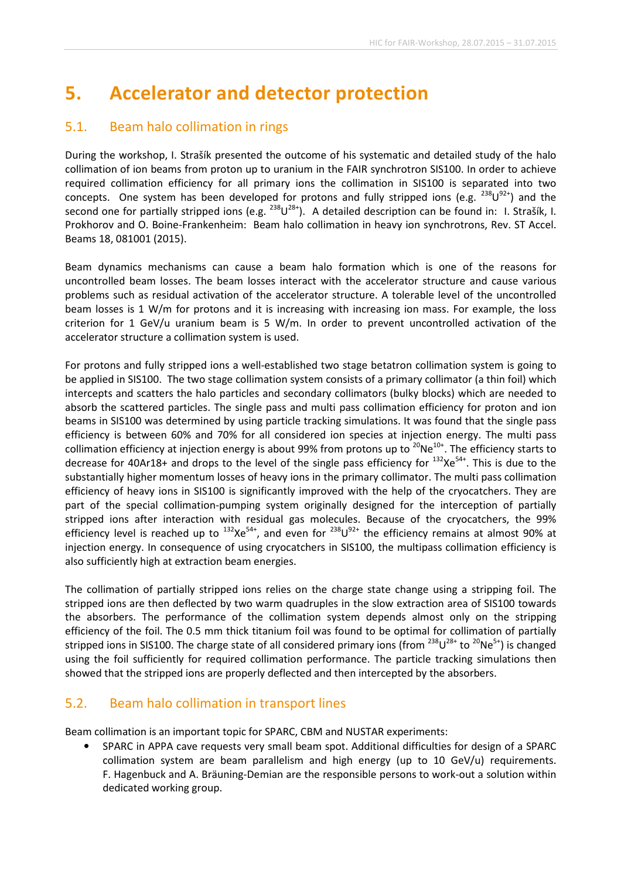# 5. Accelerator and detector protection

## 5.1. Beam halo collimation in rings

During the workshop, I. Strašík presented the outcome of his systematic and detailed study of the halo collimation of ion beams from proton up to uranium in the FAIR synchrotron SIS100. In order to achieve required collimation efficiency for all primary ions the collimation in SIS100 is separated into two concepts. One system has been developed for protons and fully stripped ions (e.g. $^{238}U^{92+}$) and the second one for partially stripped ions (e.g. $^{238}U^{28+}$). A detailed description can be found in: I. Strašík, I. Prokhorov and O. Boine-Frankenheim: Beam halo collimation in heavy ion synchrotrons, Rev. ST Accel. Beams 18, 081001 (2015).

Beam dynamics mechanisms can cause a beam halo formation which is one of the reasons for uncontrolled beam losses. The beam losses interact with the accelerator structure and cause various problems such as residual activation of the accelerator structure. A tolerable level of the uncontrolled beam losses is 1 W/m for protons and it is increasing with increasing ion mass. For example, the loss criterion for 1 GeV/u uranium beam is 5 W/m. In order to prevent uncontrolled activation of the accelerator structure a collimation system is used.

For protons and fully stripped ions a well-established two stage betatron collimation system is going to be applied in SIS100. The two stage collimation system consists of a primary collimator (a thin foil) which intercepts and scatters the halo particles and secondary collimators (bulky blocks) which are needed to absorb the scattered particles. The single pass and multi pass collimation efficiency for proton and ion beams in SIS100 was determined by using particle tracking simulations. It was found that the single pass efficiency is between 60% and 70% for all considered ion species at injection energy. The multi pass collimation efficiency at injection energy is about 99% from protons up to $^{20}Ne^{10+}$. The efficiency starts to decrease for 40Ar18+ and drops to the level of the single pass efficiency for $^{132}Xe^{54+}$. This is due to the substantially higher momentum losses of heavy ions in the primary collimator. The multi pass collimation efficiency of heavy ions in SIS100 is significantly improved with the help of the cryocatchers. They are part of the special collimation-pumping system originally designed for the interception of partially stripped ions after interaction with residual gas molecules. Because of the cryocatchers, the 99% efficiency level is reached up to $^{132}Xe^{54+}$, and even for $^{238}U^{92+}$ the efficiency remains at almost 90% at injection energy. In consequence of using cryocatchers in SIS100, the multipass collimation efficiency is also sufficiently high at extraction beam energies.

The collimation of partially stripped ions relies on the charge state change using a stripping foil. The stripped ions are then deflected by two warm quadruples in the slow extraction area of SIS100 towards the absorbers. The performance of the collimation system depends almost only on the stripping efficiency of the foil. The 0.5 mm thick titanium foil was found to be optimal for collimation of partially stripped ions in SIS100. The charge state of all considered primary ions (from $^{238}U^{28+}$ to $^{20}Ne^{5+}$) is changed using the foil sufficiently for required collimation performance. The particle tracking simulations then showed that the stripped ions are properly deflected and then intercepted by the absorbers.

## 5.2. Beam halo collimation in transport lines

Beam collimation is an important topic for SPARC, CBM and NUSTAR experiments:

- SPARC in APPA cave requests very small beam spot. Additional difficulties for design of a SPARC collimation system are beam parallelism and high energy (up to 10 GeV/u) requirements. F. Hagenbuck and A. Bräuning-Demian are the responsible persons to work-out a solution within dedicated working group.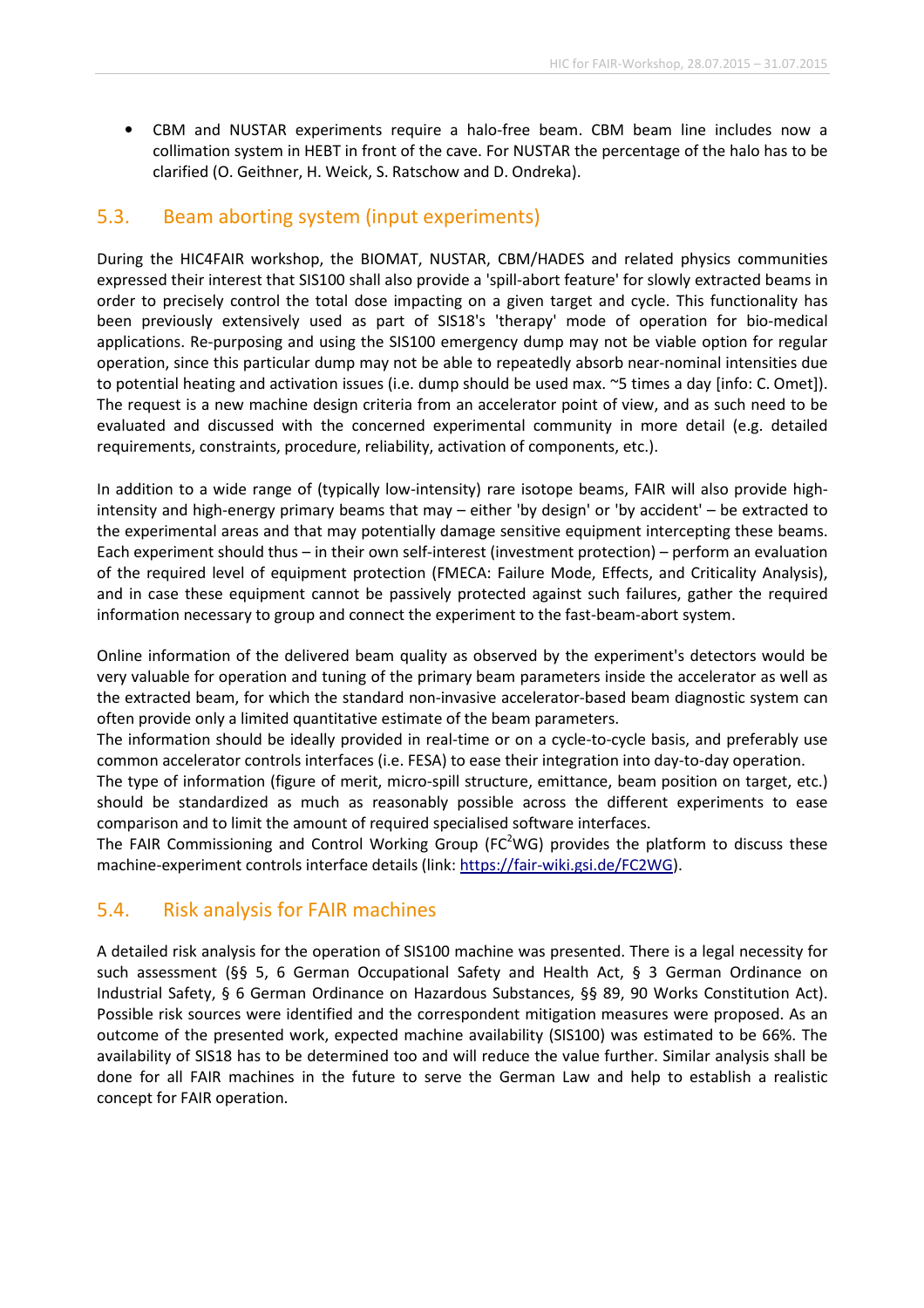- CBM and NUSTAR experiments require a halo-free beam. CBM beam line includes now a collimation system in HEBT in front of the cave. For NUSTAR the percentage of the halo has to be clarified (O. Geithner, H. Weick, S. Ratschow and D. Ondreka).

## 5.3. Beam aborting system (input experiments)

During the HIC4FAIR workshop, the BIOMAT, NUSTAR, CBM/HADES and related physics communities expressed their interest that SIS100 shall also provide a 'spill-abort feature' for slowly extracted beams in order to precisely control the total dose impacting on a given target and cycle. This functionality has been previously extensively used as part of SIS18's 'therapy' mode of operation for bio-medical applications. Re-purposing and using the SIS100 emergency dump may not be viable option for regular operation, since this particular dump may not be able to repeatedly absorb near-nominal intensities due to potential heating and activation issues (i.e. dump should be used max. ~5 times a day [info: C. Omet]). The request is a new machine design criteria from an accelerator point of view, and as such need to be evaluated and discussed with the concerned experimental community in more detail (e.g. detailed requirements, constraints, procedure, reliability, activation of components, etc.).

In addition to a wide range of (typically low-intensity) rare isotope beams, FAIR will also provide high-intensity and high-energy primary beams that may – either 'by design' or 'by accident' – be extracted to the experimental areas and that may potentially damage sensitive equipment intercepting these beams. Each experiment should thus – in their own self-interest (investment protection) – perform an evaluation of the required level of equipment protection (FMECA: Failure Mode, Effects, and Criticality Analysis), and in case these equipment cannot be passively protected against such failures, gather the required information necessary to group and connect the experiment to the fast-beam-abort system.

Online information of the delivered beam quality as observed by the experiment's detectors would be very valuable for operation and tuning of the primary beam parameters inside the accelerator as well as the extracted beam, for which the standard non-invasive accelerator-based beam diagnostic system can often provide only a limited quantitative estimate of the beam parameters.
The information should be ideally provided in real-time or on a cycle-to-cycle basis, and preferably use common accelerator controls interfaces (i.e. FESA) to ease their integration into day-to-day operation.
The type of information (figure of merit, micro-spill structure, emittance, beam position on target, etc.) should be standardized as much as reasonably possible across the different experiments to ease comparison and to limit the amount of required specialised software interfaces.
The FAIR Commissioning and Control Working Group (FC$^2$WG) provides the platform to discuss these machine-experiment controls interface details (link: [https://fair-wiki.gsi.de/FC2WG](https://fair-wiki.gsi.de/FC2WG)).

## 5.4. Risk analysis for FAIR machines

A detailed risk analysis for the operation of SIS100 machine was presented. There is a legal necessity for such assessment (§§ 5, 6 German Occupational Safety and Health Act, § 3 German Ordinance on Industrial Safety, § 6 German Ordinance on Hazardous Substances, §§ 89, 90 Works Constitution Act). Possible risk sources were identified and the correspondent mitigation measures were proposed. As an outcome of the presented work, expected machine availability (SIS100) was estimated to be 66%. The availability of SIS18 has to be determined too and will reduce the value further. Similar analysis shall be done for all FAIR machines in the future to serve the German Law and help to establish a realistic concept for FAIR operation.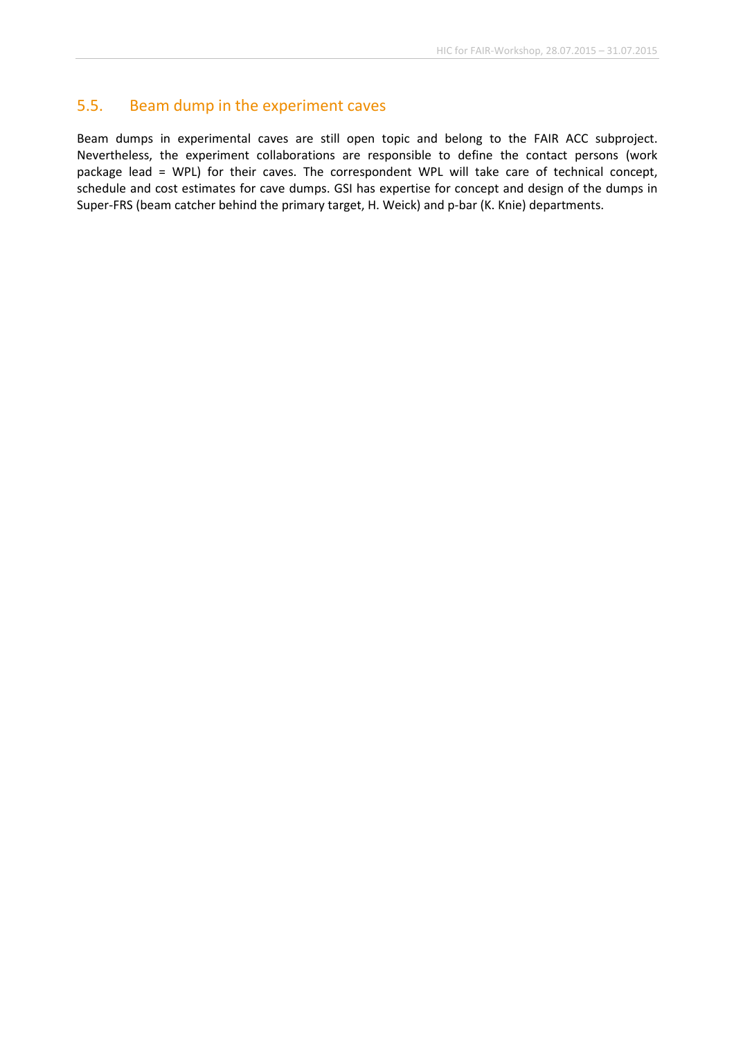## 5.5. Beam dump in the experiment caves

Beam dumps in experimental caves are still open topic and belong to the FAIR ACC subproject. Nevertheless, the experiment collaborations are responsible to define the contact persons (work package lead = WPL) for their caves. The correspondent WPL will take care of technical concept, schedule and cost estimates for cave dumps. GSI has expertise for concept and design of the dumps in Super-FRS (beam catcher behind the primary target, H. Weick) and p-bar (K. Knie) departments.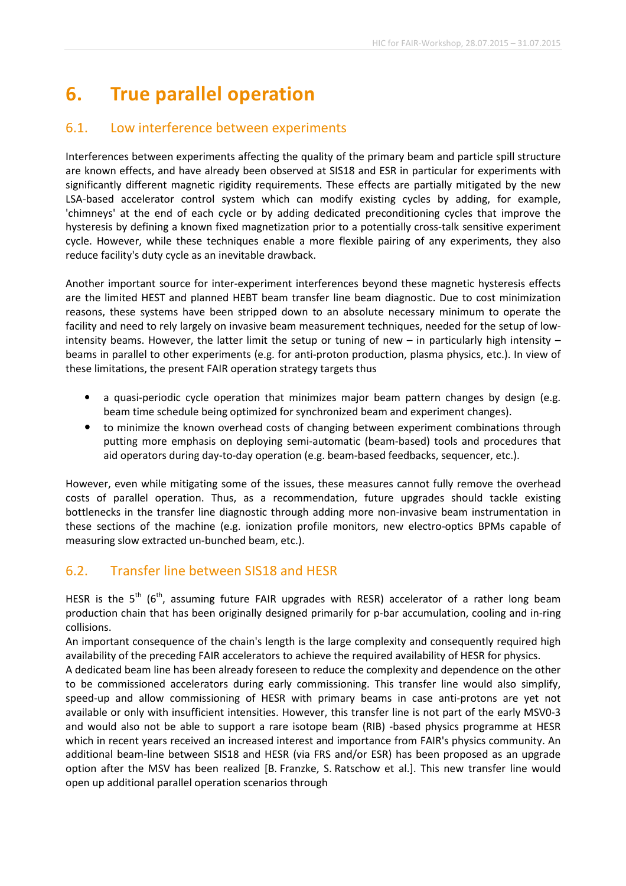# 6. True parallel operation

## 6.1. Low interference between experiments

Interferences between experiments affecting the quality of the primary beam and particle spill structure are known effects, and have already been observed at SIS18 and ESR in particular for experiments with significantly different magnetic rigidity requirements. These effects are partially mitigated by the new LSA-based accelerator control system which can modify existing cycles by adding, for example, 'chimneys' at the end of each cycle or by adding dedicated preconditioning cycles that improve the hysteresis by defining a known fixed magnetization prior to a potentially cross-talk sensitive experiment cycle. However, while these techniques enable a more flexible pairing of any experiments, they also reduce facility's duty cycle as an inevitable drawback.

Another important source for inter-experiment interferences beyond these magnetic hysteresis effects are the limited HEST and planned HEBT beam transfer line beam diagnostic. Due to cost minimization reasons, these systems have been stripped down to an absolute necessary minimum to operate the facility and need to rely largely on invasive beam measurement techniques, needed for the setup of low-intensity beams. However, the latter limit the setup or tuning of new – in particularly high intensity – beams in parallel to other experiments (e.g. for anti-proton production, plasma physics, etc.). In view of these limitations, the present FAIR operation strategy targets thus

- a quasi-periodic cycle operation that minimizes major beam pattern changes by design (e.g. beam time schedule being optimized for synchronized beam and experiment changes).
- to minimize the known overhead costs of changing between experiment combinations through putting more emphasis on deploying semi-automatic (beam-based) tools and procedures that aid operators during day-to-day operation (e.g. beam-based feedbacks, sequencer, etc.).

However, even while mitigating some of the issues, these measures cannot fully remove the overhead costs of parallel operation. Thus, as a recommendation, future upgrades should tackle existing bottlenecks in the transfer line diagnostic through adding more non-invasive beam instrumentation in these sections of the machine (e.g. ionization profile monitors, new electro-optics BPMs capable of measuring slow extracted un-bunched beam, etc.).

## 6.2. Transfer line between SIS18 and HESR

HESR is the 5th (6th, assuming future FAIR upgrades with RESR) accelerator of a rather long beam production chain that has been originally designed primarily for p-bar accumulation, cooling and in-ring collisions.
An important consequence of the chain's length is the large complexity and consequently required high availability of the preceding FAIR accelerators to achieve the required availability of HESR for physics.
A dedicated beam line has been already foreseen to reduce the complexity and dependence on the other to be commissioned accelerators during early commissioning. This transfer line would also simplify, speed-up and allow commissioning of HESR with primary beams in case anti-protons are yet not available or only with insufficient intensities. However, this transfer line is not part of the early MSV0-3 and would also not be able to support a rare isotope beam (RIB) -based physics programme at HESR which in recent years received an increased interest and importance from FAIR's physics community. An additional beam-line between SIS18 and HESR (via FRS and/or ESR) has been proposed as an upgrade option after the MSV has been realized [B. Franzke, S. Ratschow et al.]. This new transfer line would open up additional parallel operation scenarios through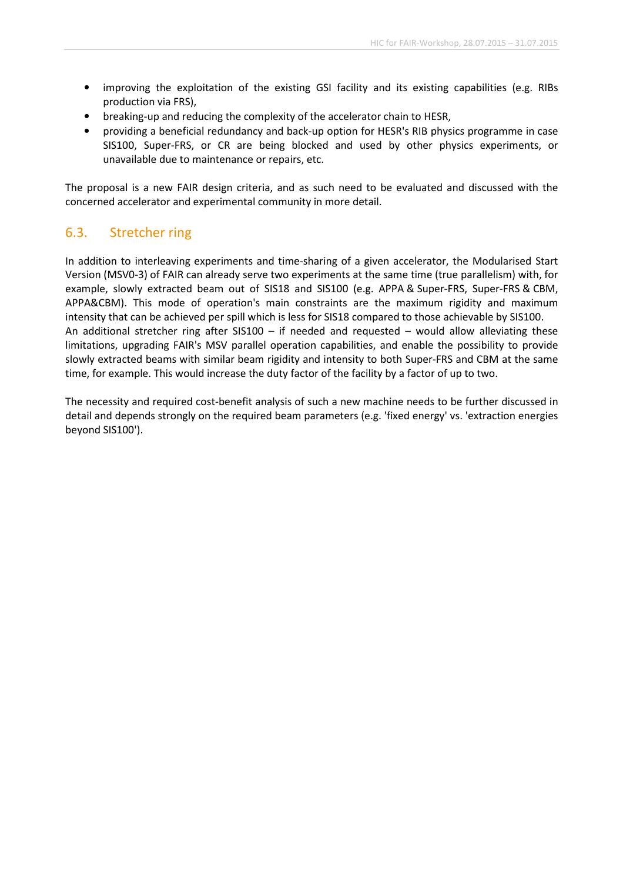- improving the exploitation of the existing GSI facility and its existing capabilities (e.g. RIBs production via FRS),
- breaking-up and reducing the complexity of the accelerator chain to HESR,
- providing a beneficial redundancy and back-up option for HESR's RIB physics programme in case SIS100, Super-FRS, or CR are being blocked and used by other physics experiments, or unavailable due to maintenance or repairs, etc.

The proposal is a new FAIR design criteria, and as such need to be evaluated and discussed with the concerned accelerator and experimental community in more detail.

## 6.3. Stretcher ring

In addition to interleaving experiments and time-sharing of a given accelerator, the Modularised Start Version (MSV0-3) of FAIR can already serve two experiments at the same time (true parallelism) with, for example, slowly extracted beam out of SIS18 and SIS100 (e.g. APPA & Super-FRS, Super-FRS & CBM, APPA&CBM). This mode of operation's main constraints are the maximum rigidity and maximum intensity that can be achieved per spill which is less for SIS18 compared to those achievable by SIS100.
An additional stretcher ring after SIS100 – if needed and requested – would allow alleviating these limitations, upgrading FAIR's MSV parallel operation capabilities, and enable the possibility to provide slowly extracted beams with similar beam rigidity and intensity to both Super-FRS and CBM at the same time, for example. This would increase the duty factor of the facility by a factor of up to two.

The necessity and required cost-benefit analysis of such a new machine needs to be further discussed in detail and depends strongly on the required beam parameters (e.g. 'fixed energy' vs. 'extraction energies beyond SIS100').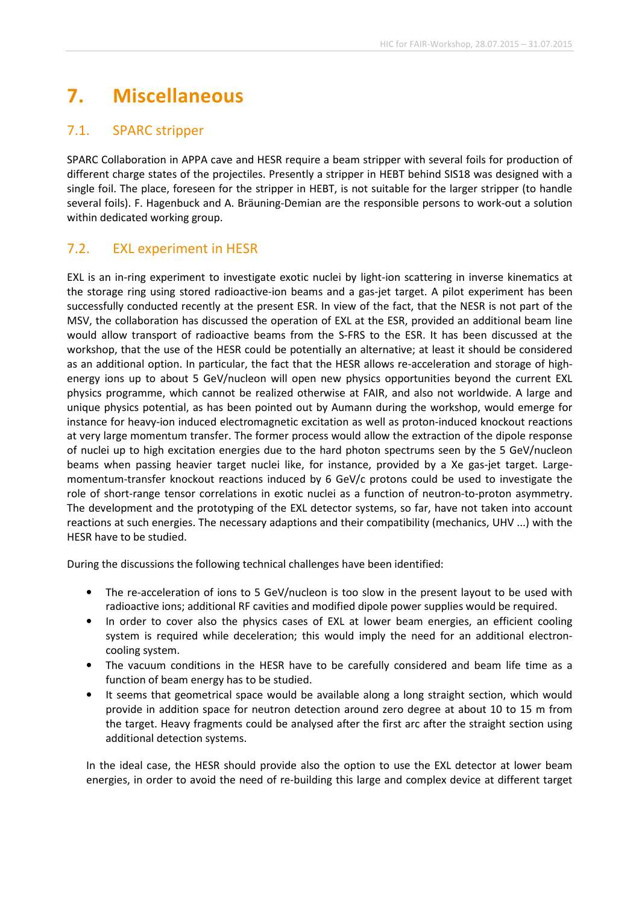# 7. Miscellaneous

## 7.1. SPARC stripper

SPARC Collaboration in APPA cave and HESR require a beam stripper with several foils for production of different charge states of the projectiles. Presently a stripper in HEBT behind SIS18 was designed with a single foil. The place, foreseen for the stripper in HEBT, is not suitable for the larger stripper (to handle several foils). F. Hagenbuck and A. Bräuning-Demian are the responsible persons to work-out a solution within dedicated working group.

## 7.2. EXL experiment in HESR

EXL is an in-ring experiment to investigate exotic nuclei by light-ion scattering in inverse kinematics at the storage ring using stored radioactive-ion beams and a gas-jet target. A pilot experiment has been successfully conducted recently at the present ESR. In view of the fact, that the NESR is not part of the MSV, the collaboration has discussed the operation of EXL at the ESR, provided an additional beam line would allow transport of radioactive beams from the S-FRS to the ESR. It has been discussed at the workshop, that the use of the HESR could be potentially an alternative; at least it should be considered as an additional option. In particular, the fact that the HESR allows re-acceleration and storage of high-energy ions up to about 5 GeV/nucleon will open new physics opportunities beyond the current EXL physics programme, which cannot be realized otherwise at FAIR, and also not worldwide. A large and unique physics potential, as has been pointed out by Aumann during the workshop, would emerge for instance for heavy-ion induced electromagnetic excitation as well as proton-induced knockout reactions at very large momentum transfer. The former process would allow the extraction of the dipole response of nuclei up to high excitation energies due to the hard photon spectrums seen by the 5 GeV/nucleon beams when passing heavier target nuclei like, for instance, provided by a Xe gas-jet target. Large-momentum-transfer knockout reactions induced by 6 GeV/c protons could be used to investigate the role of short-range tensor correlations in exotic nuclei as a function of neutron-to-proton asymmetry. The development and the prototyping of the EXL detector systems, so far, have not taken into account reactions at such energies. The necessary adaptions and their compatibility (mechanics, UHV ...) with the HESR have to be studied.

During the discussions the following technical challenges have been identified:

- The re-acceleration of ions to 5 GeV/nucleon is too slow in the present layout to be used with radioactive ions; additional RF cavities and modified dipole power supplies would be required.
- In order to cover also the physics cases of EXL at lower beam energies, an efficient cooling system is required while deceleration; this would imply the need for an additional electron-cooling system.
- The vacuum conditions in the HESR have to be carefully considered and beam life time as a function of beam energy has to be studied.
- It seems that geometrical space would be available along a long straight section, which would provide in addition space for neutron detection around zero degree at about 10 to 15 m from the target. Heavy fragments could be analysed after the first arc after the straight section using additional detection systems.

In the ideal case, the HESR should provide also the option to use the EXL detector at lower beam energies, in order to avoid the need of re-building this large and complex device at different target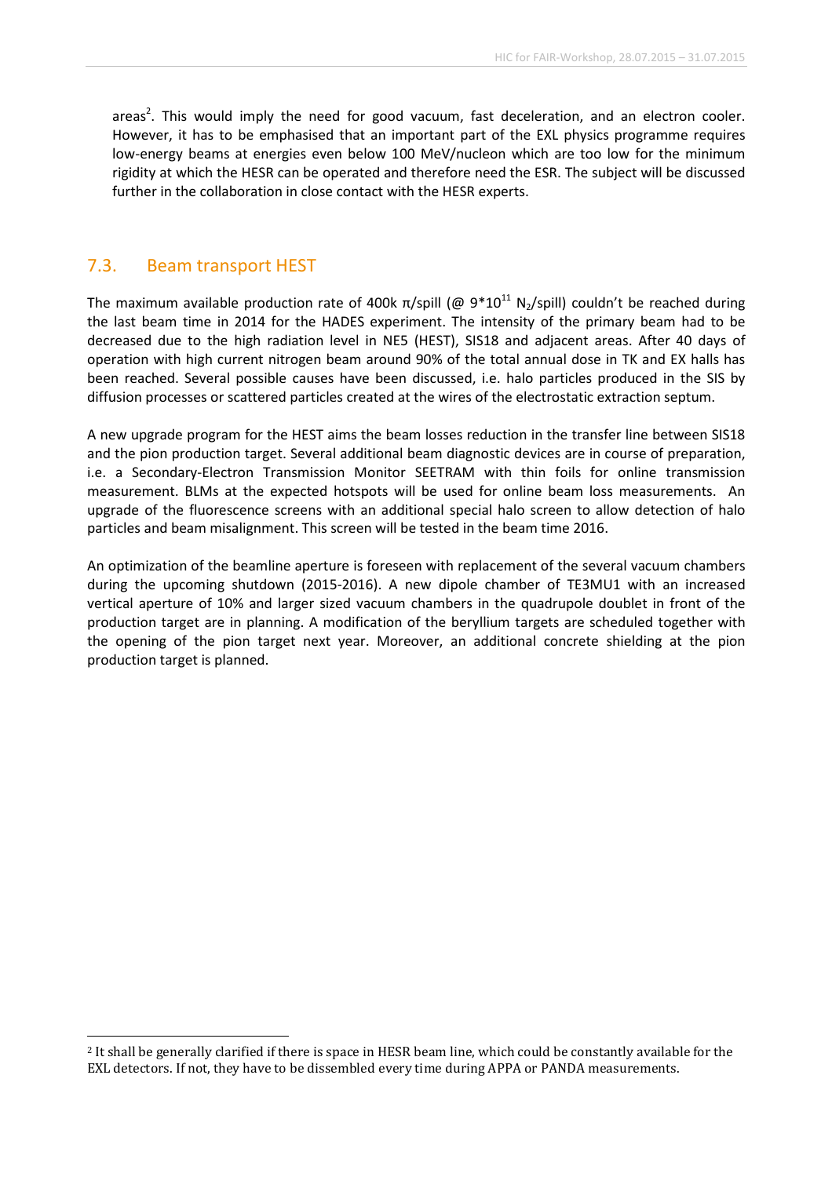areas[2]. This would imply the need for good vacuum, fast deceleration, and an electron cooler. However, it has to be emphasised that an important part of the EXL physics programme requires low-energy beams at energies even below 100 MeV/nucleon which are too low for the minimum rigidity at which the HESR can be operated and therefore need the ESR. The subject will be discussed further in the collaboration in close contact with the HESR experts.

## 7.3. Beam transport HEST

The maximum available production rate of 400k π/spill (@ $9*10^{11}$ $N_2$/spill) couldn't be reached during the last beam time in 2014 for the HADES experiment. The intensity of the primary beam had to be decreased due to the high radiation level in NE5 (HEST), SIS18 and adjacent areas. After 40 days of operation with high current nitrogen beam around 90% of the total annual dose in TK and EX halls has been reached. Several possible causes have been discussed, i.e. halo particles produced in the SIS by diffusion processes or scattered particles created at the wires of the electrostatic extraction septum.

A new upgrade program for the HEST aims the beam losses reduction in the transfer line between SIS18 and the pion production target. Several additional beam diagnostic devices are in course of preparation, i.e. a Secondary-Electron Transmission Monitor SEETRAM with thin foils for online transmission measurement. BLMs at the expected hotspots will be used for online beam loss measurements. An upgrade of the fluorescence screens with an additional special halo screen to allow detection of halo particles and beam misalignment. This screen will be tested in the beam time 2016.

An optimization of the beamline aperture is foreseen with replacement of the several vacuum chambers during the upcoming shutdown (2015-2016). A new dipole chamber of TE3MU1 with an increased vertical aperture of 10% and larger sized vacuum chambers in the quadrupole doublet in front of the production target are in planning. A modification of the beryllium targets are scheduled together with the opening of the pion target next year. Moreover, an additional concrete shielding at the pion production target is planned.

[2] It shall be generally clarified if there is space in HESR beam line, which could be constantly available for the EXL detectors. If not, they have to be dissembled every time during APPA or PANDA measurements.